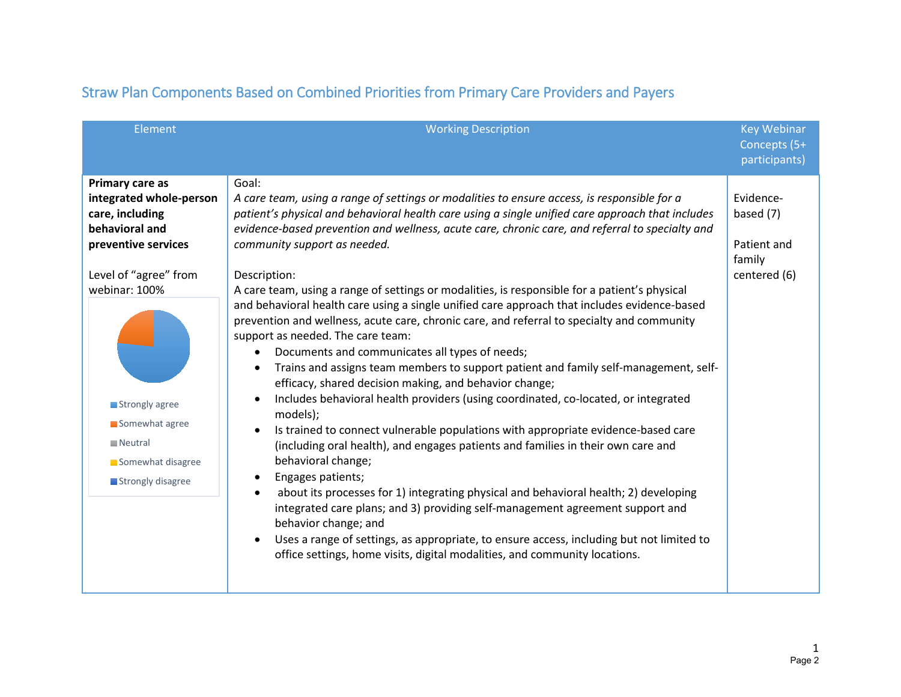## Straw Plan Components Based on Combined Priorities from Primary Care Providers and Payers

| Element | Working Description | Key Webinar Concepts (5+ participants) |
|---|---|---|
| **Primary care as integrated whole-person care, including behavioral and preventive services**<br><br>Level of "agree" from webinar: 100%<br><br>Strongly agree<br>Somewhat agree<br>Neutral<br>Somewhat disagree<br>Strongly disagree | Goal:<br>*A care team, using a range of settings or modalities to ensure access, is responsible for a patient's physical and behavioral health care using a single unified care approach that includes evidence-based prevention and wellness, acute care, chronic care, and referral to specialty and community support as needed.*<br><br>Description:<br>A care team, using a range of settings or modalities, is responsible for a patient's physical and behavioral health care using a single unified care approach that includes evidence-based prevention and wellness, acute care, chronic care, and referral to specialty and community support as needed. The care team:<br>• Documents and communicates all types of needs;<br>• Trains and assigns team members to support patient and family self-management, self-efficacy, shared decision making, and behavior change;<br>• Includes behavioral health providers (using coordinated, co-located, or integrated models);<br>• Is trained to connect vulnerable populations with appropriate evidence-based care (including oral health), and engages patients and families in their own care and behavioral change;<br>• Engages patients;<br>• about its processes for 1) integrating physical and behavioral health; 2) developing integrated care plans; and 3) providing self-management agreement support and behavior change; and<br>• Uses a range of settings, as appropriate, to ensure access, including but not limited to office settings, home visits, digital modalities, and community locations. | Evidence-based (7)<br><br>Patient and family centered (6) |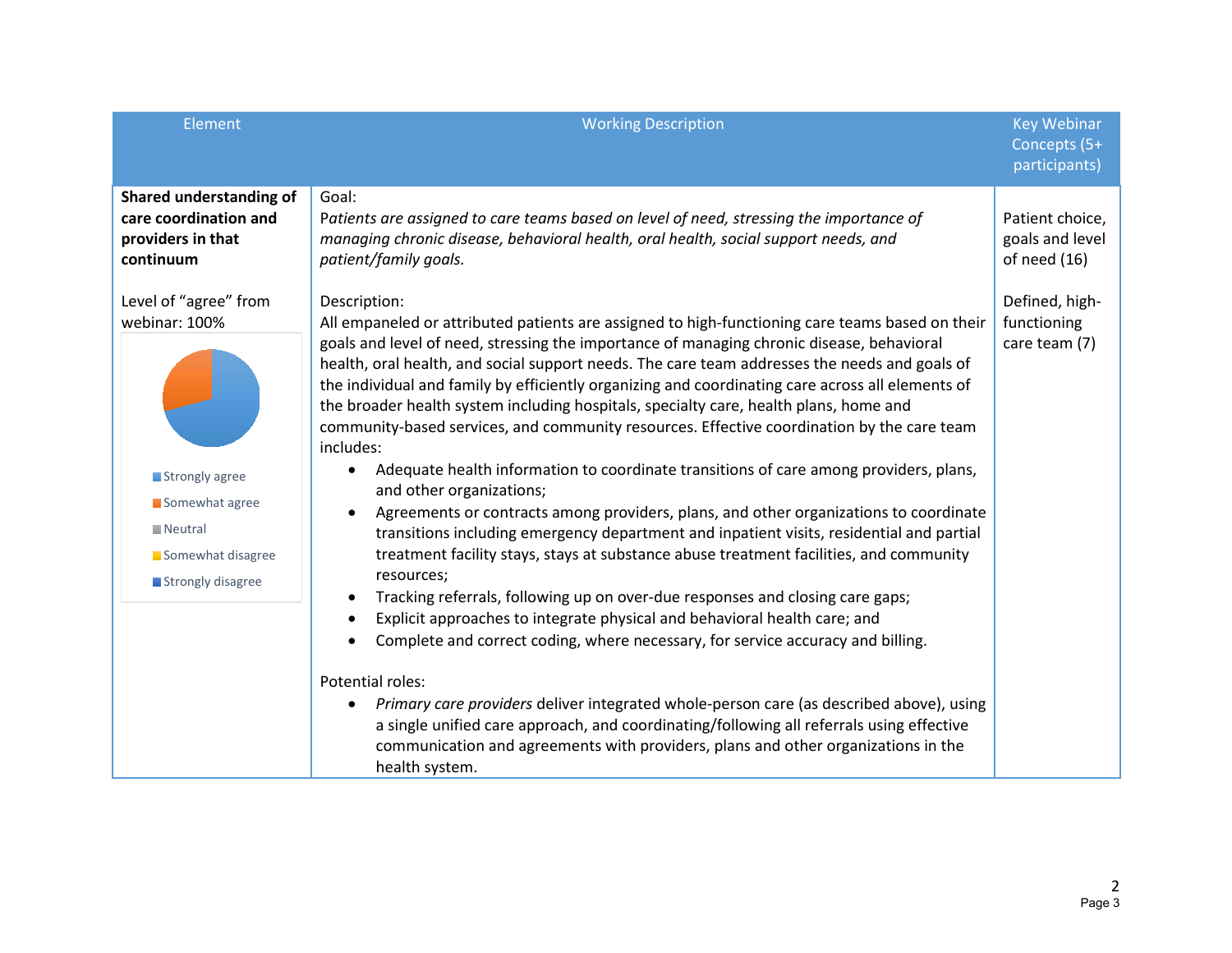| Element | Working Description | Key Webinar Concepts (5+ participants) |
|---|---|---|
| **Shared understanding of care coordination and providers in that continuum**<br><br>Level of "agree" from webinar: 100%<br><br>Strongly agree<br>Somewhat agree<br>Neutral<br>Somewhat disagree<br>Strongly disagree | Goal:<br>*Patients are assigned to care teams based on level of need, stressing the importance of managing chronic disease, behavioral health, oral health, social support needs, and patient/family goals.*<br><br>Description:<br>All empaneled or attributed patients are assigned to high-functioning care teams based on their goals and level of need, stressing the importance of managing chronic disease, behavioral health, oral health, and social support needs. The care team addresses the needs and goals of the individual and family by efficiently organizing and coordinating care across all elements of the broader health system including hospitals, specialty care, health plans, home and community-based services, and community resources. Effective coordination by the care team includes:<br>• Adequate health information to coordinate transitions of care among providers, plans, and other organizations;<br>• Agreements or contracts among providers, plans, and other organizations to coordinate transitions including emergency department and inpatient visits, residential and partial treatment facility stays, stays at substance abuse treatment facilities, and community resources;<br>• Tracking referrals, following up on over-due responses and closing care gaps;<br>• Explicit approaches to integrate physical and behavioral health care; and<br>• Complete and correct coding, where necessary, for service accuracy and billing.<br><br>Potential roles:<br>• *Primary care providers* deliver integrated whole-person care (as described above), using a single unified care approach, and coordinating/following all referrals using effective communication and agreements with providers, plans and other organizations in the health system. | Patient choice, goals and level of need (16)<br><br>Defined, high-functioning care team (7) |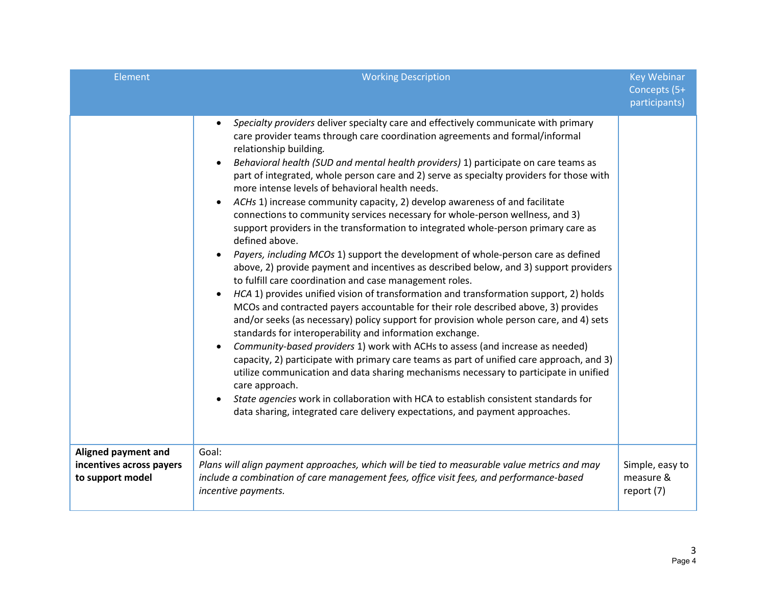| Element | Working Description | Key Webinar Concepts (5+ participants) |
|---|---|---|
| | • *Specialty providers* deliver specialty care and effectively communicate with primary care provider teams through care coordination agreements and formal/informal relationship building.<br>• *Behavioral health (SUD and mental health providers)* 1) participate on care teams as part of integrated, whole person care and 2) serve as specialty providers for those with more intense levels of behavioral health needs.<br>• *ACHs* 1) increase community capacity, 2) develop awareness of and facilitate connections to community services necessary for whole-person wellness, and 3) support providers in the transformation to integrated whole-person primary care as defined above.<br>• *Payers, including MCOs* 1) support the development of whole-person care as defined above, 2) provide payment and incentives as described below, and 3) support providers to fulfill care coordination and case management roles.<br>• *HCA* 1) provides unified vision of transformation and transformation support, 2) holds MCOs and contracted payers accountable for their role described above, 3) provides and/or seeks (as necessary) policy support for provision whole person care, and 4) sets standards for interoperability and information exchange.<br>• *Community-based providers* 1) work with ACHs to assess (and increase as needed) capacity, 2) participate with primary care teams as part of unified care approach, and 3) utilize communication and data sharing mechanisms necessary to participate in unified care approach.<br>• *State agencies* work in collaboration with HCA to establish consistent standards for data sharing, integrated care delivery expectations, and payment approaches. | |
| **Aligned payment and incentives across payers to support model** | Goal:<br>*Plans will align payment approaches, which will be tied to measurable value metrics and may include a combination of care management fees, office visit fees, and performance-based incentive payments.* | Simple, easy to measure & report (7) |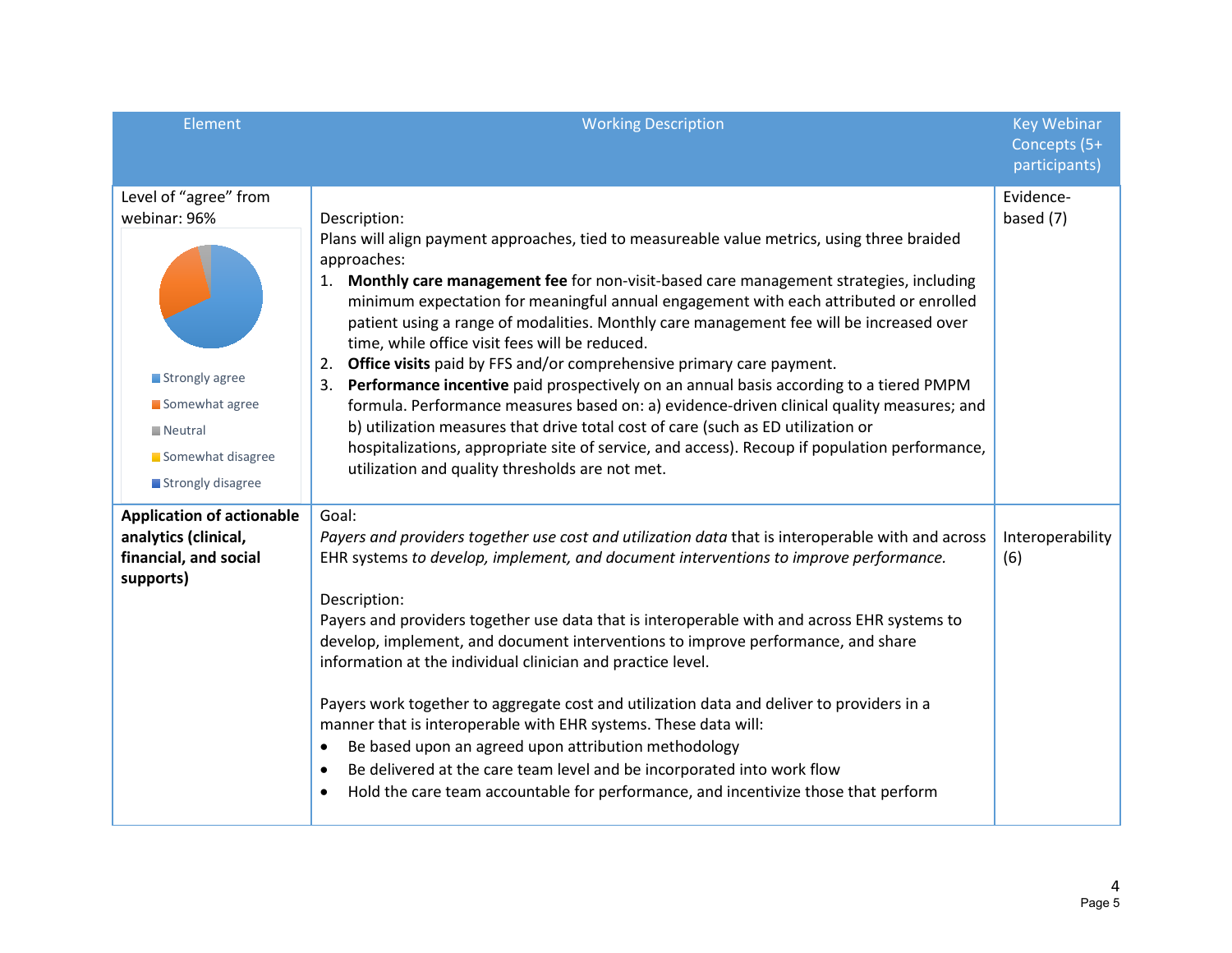| Element | Working Description | Key Webinar Concepts (5+ participants) |
| --- | --- | --- |
| Level of "agree" from webinar: 96%<br><br>Strongly agree<br>Somewhat agree<br>Neutral<br>Somewhat disagree<br>Strongly disagree | Description:<br>Plans will align payment approaches, tied to measureable value metrics, using three braided approaches:<br>1. **Monthly care management fee** for non-visit-based care management strategies, including minimum expectation for meaningful annual engagement with each attributed or enrolled patient using a range of modalities. Monthly care management fee will be increased over time, while office visit fees will be reduced.<br>2. **Office visits** paid by FFS and/or comprehensive primary care payment.<br>3. **Performance incentive** paid prospectively on an annual basis according to a tiered PMPM formula. Performance measures based on: a) evidence-driven clinical quality measures; and b) utilization measures that drive total cost of care (such as ED utilization or hospitalizations, appropriate site of service, and access). Recoup if population performance, utilization and quality thresholds are not met. | Evidence-based (7) |
| **Application of actionable analytics (clinical, financial, and social supports)** | Goal:<br>*Payers and providers together use cost and utilization data* that is interoperable with and across EHR systems *to develop, implement, and document interventions to improve performance.*<br><br>Description:<br>Payers and providers together use data that is interoperable with and across EHR systems to develop, implement, and document interventions to improve performance, and share information at the individual clinician and practice level.<br><br>Payers work together to aggregate cost and utilization data and deliver to providers in a manner that is interoperable with EHR systems. These data will:<br>• Be based upon an agreed upon attribution methodology<br>• Be delivered at the care team level and be incorporated into work flow<br>• Hold the care team accountable for performance, and incentivize those that perform | Interoperability (6) |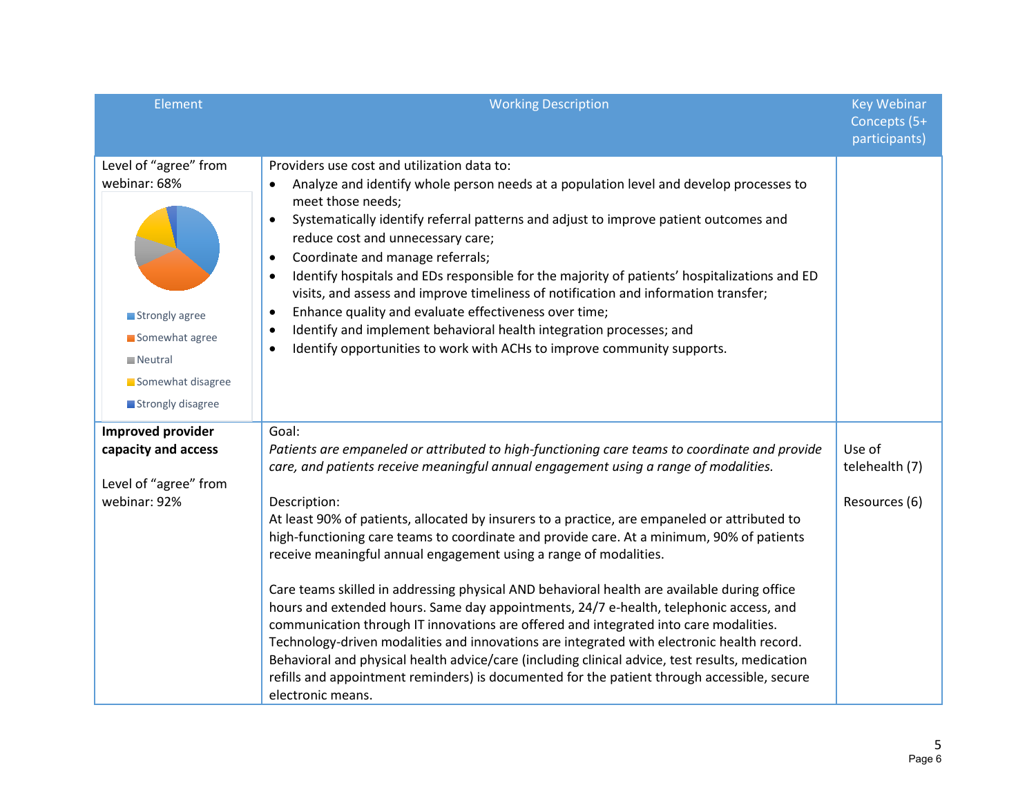| Element | Working Description | Key Webinar Concepts (5+ participants) |
|---|---|---|
| Level of "agree" from webinar: 68%<br><br>Strongly agree<br>Somewhat agree<br>Neutral<br>Somewhat disagree<br>Strongly disagree | Providers use cost and utilization data to:<br>• Analyze and identify whole person needs at a population level and develop processes to meet those needs;<br>• Systematically identify referral patterns and adjust to improve patient outcomes and reduce cost and unnecessary care;<br>• Coordinate and manage referrals;<br>• Identify hospitals and EDs responsible for the majority of patients' hospitalizations and ED visits, and assess and improve timeliness of notification and information transfer;<br>• Enhance quality and evaluate effectiveness over time;<br>• Identify and implement behavioral health integration processes; and<br>• Identify opportunities to work with ACHs to improve community supports. | |
| **Improved provider capacity and access**<br><br>Level of "agree" from webinar: 92% | Goal:<br>*Patients are empaneled or attributed to high-functioning care teams to coordinate and provide care, and patients receive meaningful annual engagement using a range of modalities.*<br><br>Description:<br>At least 90% of patients, allocated by insurers to a practice, are empaneled or attributed to high-functioning care teams to coordinate and provide care. At a minimum, 90% of patients receive meaningful annual engagement using a range of modalities.<br><br>Care teams skilled in addressing physical AND behavioral health are available during office hours and extended hours. Same day appointments, 24/7 e-health, telephonic access, and communication through IT innovations are offered and integrated into care modalities. Technology-driven modalities and innovations are integrated with electronic health record. Behavioral and physical health advice/care (including clinical advice, test results, medication refills and appointment reminders) is documented for the patient through accessible, secure electronic means. | Use of telehealth (7)<br><br>Resources (6) |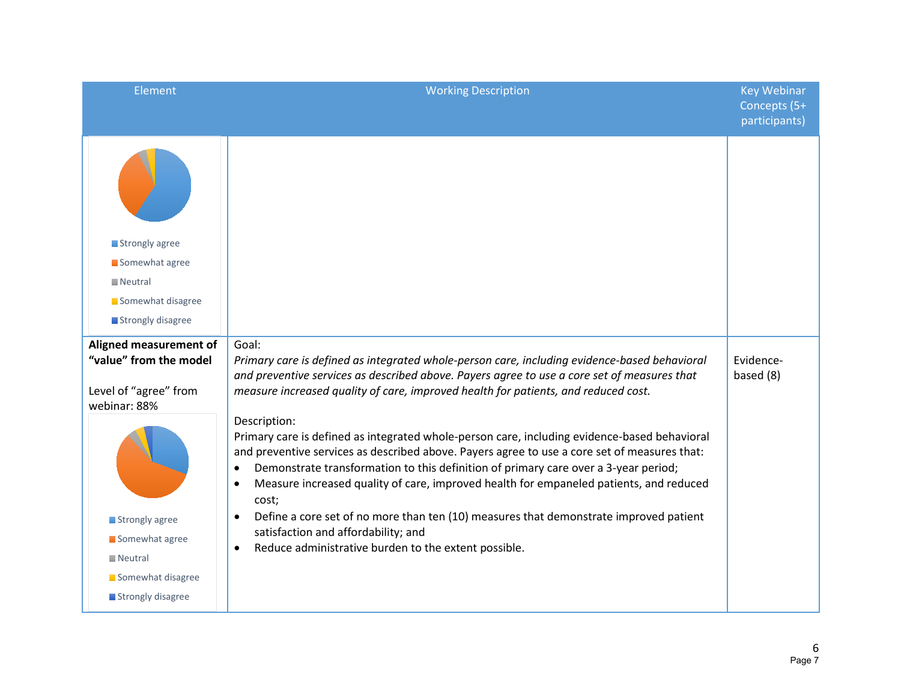| Element | Working Description | Key Webinar Concepts (5+ participants) |
|---|---|---|
| Strongly agree<br>Somewhat agree<br>Neutral<br>Somewhat disagree<br>Strongly disagree | | |
| **Aligned measurement of "value" from the model**<br><br>Level of "agree" from webinar: 88%<br><br>Strongly agree<br>Somewhat agree<br>Neutral<br>Somewhat disagree<br>Strongly disagree | Goal:<br>*Primary care is defined as integrated whole-person care, including evidence-based behavioral and preventive services as described above. Payers agree to use a core set of measures that measure increased quality of care, improved health for patients, and reduced cost.*<br><br>Description:<br>Primary care is defined as integrated whole-person care, including evidence-based behavioral and preventive services as described above. Payers agree to use a core set of measures that:<br>• Demonstrate transformation to this definition of primary care over a 3-year period;<br>• Measure increased quality of care, improved health for empaneled patients, and reduced cost;<br>• Define a core set of no more than ten (10) measures that demonstrate improved patient satisfaction and affordability; and<br>• Reduce administrative burden to the extent possible. | Evidence-based (8) |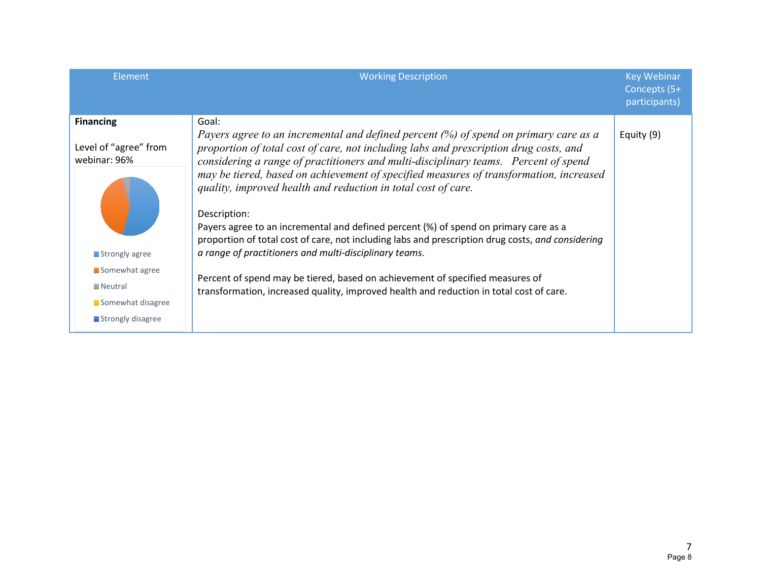| Element | Working Description | Key Webinar Concepts (5+ participants) |
|---|---|---|
| **Financing**<br><br>Level of "agree" from webinar: 96%<br><br>Strongly agree<br>Somewhat agree<br>Neutral<br>Somewhat disagree<br>Strongly disagree | Goal:<br>*Payers agree to an incremental and defined percent (%) of spend on primary care as a proportion of total cost of care, not including labs and prescription drug costs, and considering a range of practitioners and multi-disciplinary teams. Percent of spend may be tiered, based on achievement of specified measures of transformation, increased quality, improved health and reduction in total cost of care.*<br><br>Description:<br>Payers agree to an incremental and defined percent (%) of spend on primary care as a proportion of total cost of care, not including labs and prescription drug costs, *and considering a range of practitioners and multi-disciplinary teams*.<br><br>Percent of spend may be tiered, based on achievement of specified measures of transformation, increased quality, improved health and reduction in total cost of care. | Equity (9) |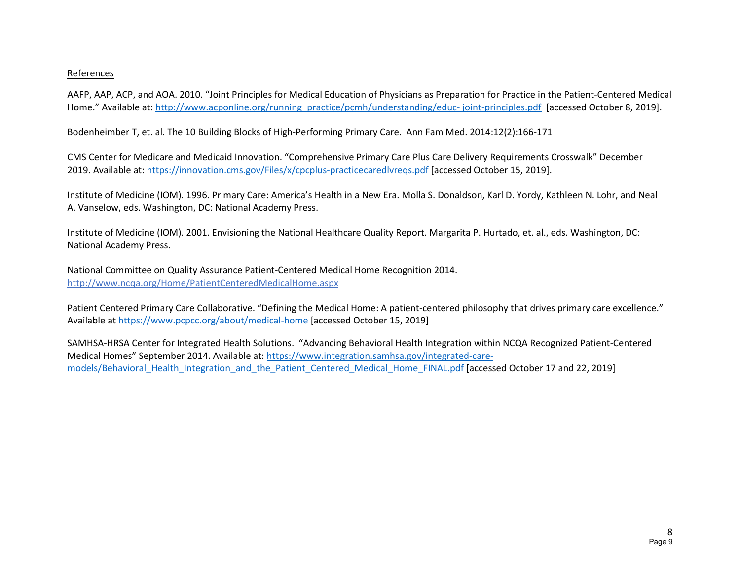References

AAFP, AAP, ACP, and AOA. 2010. "Joint Principles for Medical Education of Physicians as Preparation for Practice in the Patient-Centered Medical Home." Available at: [http://www.acponline.org/running_practice/pcmh/understanding/educ- joint-principles.pdf](http://www.acponline.org/running_practice/pcmh/understanding/educ-joint-principles.pdf) [accessed October 8, 2019].

Bodenheimber T, et. al. The 10 Building Blocks of High-Performing Primary Care. Ann Fam Med. 2014:12(2):166-171

CMS Center for Medicare and Medicaid Innovation. "Comprehensive Primary Care Plus Care Delivery Requirements Crosswalk" December 2019. Available at: [https://innovation.cms.gov/Files/x/cpcplus-practicecaredlvreqs.pdf](https://innovation.cms.gov/Files/x/cpcplus-practicecaredlvreqs.pdf) [accessed October 15, 2019].

Institute of Medicine (IOM). 1996. Primary Care: America's Health in a New Era. Molla S. Donaldson, Karl D. Yordy, Kathleen N. Lohr, and Neal A. Vanselow, eds. Washington, DC: National Academy Press.

Institute of Medicine (IOM). 2001. Envisioning the National Healthcare Quality Report. Margarita P. Hurtado, et. al., eds. Washington, DC: National Academy Press.

National Committee on Quality Assurance Patient-Centered Medical Home Recognition 2014. [http://www.ncqa.org/Home/PatientCenteredMedicalHome.aspx](http://www.ncqa.org/Home/PatientCenteredMedicalHome.aspx)

Patient Centered Primary Care Collaborative. "Defining the Medical Home: A patient-centered philosophy that drives primary care excellence." Available at [https://www.pcpcc.org/about/medical-home](https://www.pcpcc.org/about/medical-home) [accessed October 15, 2019]

SAMHSA-HRSA Center for Integrated Health Solutions. "Advancing Behavioral Health Integration within NCQA Recognized Patient-Centered Medical Homes" September 2014. Available at: [https://www.integration.samhsa.gov/integrated-care-models/Behavioral_Health_Integration_and_the_Patient_Centered_Medical_Home_FINAL.pdf](https://www.integration.samhsa.gov/integrated-care-models/Behavioral_Health_Integration_and_the_Patient_Centered_Medical_Home_FINAL.pdf) [accessed October 17 and 22, 2019]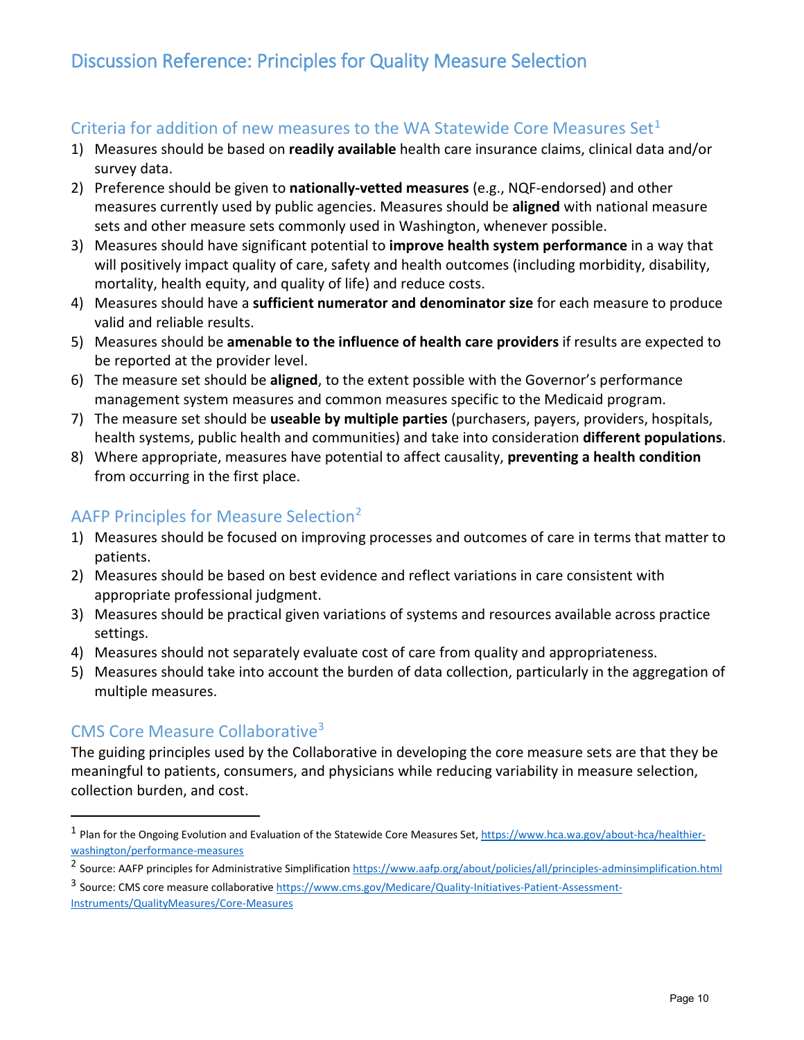# Discussion Reference: Principles for Quality Measure Selection

## Criteria for addition of new measures to the WA Statewide Core Measures Set[1]

1) Measures should be based on **readily available** health care insurance claims, clinical data and/or survey data.
2) Preference should be given to **nationally-vetted measures** (e.g., NQF-endorsed) and other measures currently used by public agencies. Measures should be **aligned** with national measure sets and other measure sets commonly used in Washington, whenever possible.
3) Measures should have significant potential to **improve health system performance** in a way that will positively impact quality of care, safety and health outcomes (including morbidity, disability, mortality, health equity, and quality of life) and reduce costs.
4) Measures should have a **sufficient numerator and denominator size** for each measure to produce valid and reliable results.
5) Measures should be **amenable to the influence of health care providers** if results are expected to be reported at the provider level.
6) The measure set should be **aligned**, to the extent possible with the Governor's performance management system measures and common measures specific to the Medicaid program.
7) The measure set should be **useable by multiple parties** (purchasers, payers, providers, hospitals, health systems, public health and communities) and take into consideration **different populations**.
8) Where appropriate, measures have potential to affect causality, **preventing a health condition** from occurring in the first place.

## AAFP Principles for Measure Selection[2]

1) Measures should be focused on improving processes and outcomes of care in terms that matter to patients.
2) Measures should be based on best evidence and reflect variations in care consistent with appropriate professional judgment.
3) Measures should be practical given variations of systems and resources available across practice settings.
4) Measures should not separately evaluate cost of care from quality and appropriateness.
5) Measures should take into account the burden of data collection, particularly in the aggregation of multiple measures.

## CMS Core Measure Collaborative[3]

The guiding principles used by the Collaborative in developing the core measure sets are that they be meaningful to patients, consumers, and physicians while reducing variability in measure selection, collection burden, and cost.

---

[1] Plan for the Ongoing Evolution and Evaluation of the Statewide Core Measures Set, https://www.hca.wa.gov/about-hca/healthier-washington/performance-measures

[2] Source: AAFP principles for Administrative Simplification https://www.aafp.org/about/policies/all/principles-adminsimplification.html

[3] Source: CMS core measure collaborative https://www.cms.gov/Medicare/Quality-Initiatives-Patient-Assessment-Instruments/QualityMeasures/Core-Measures